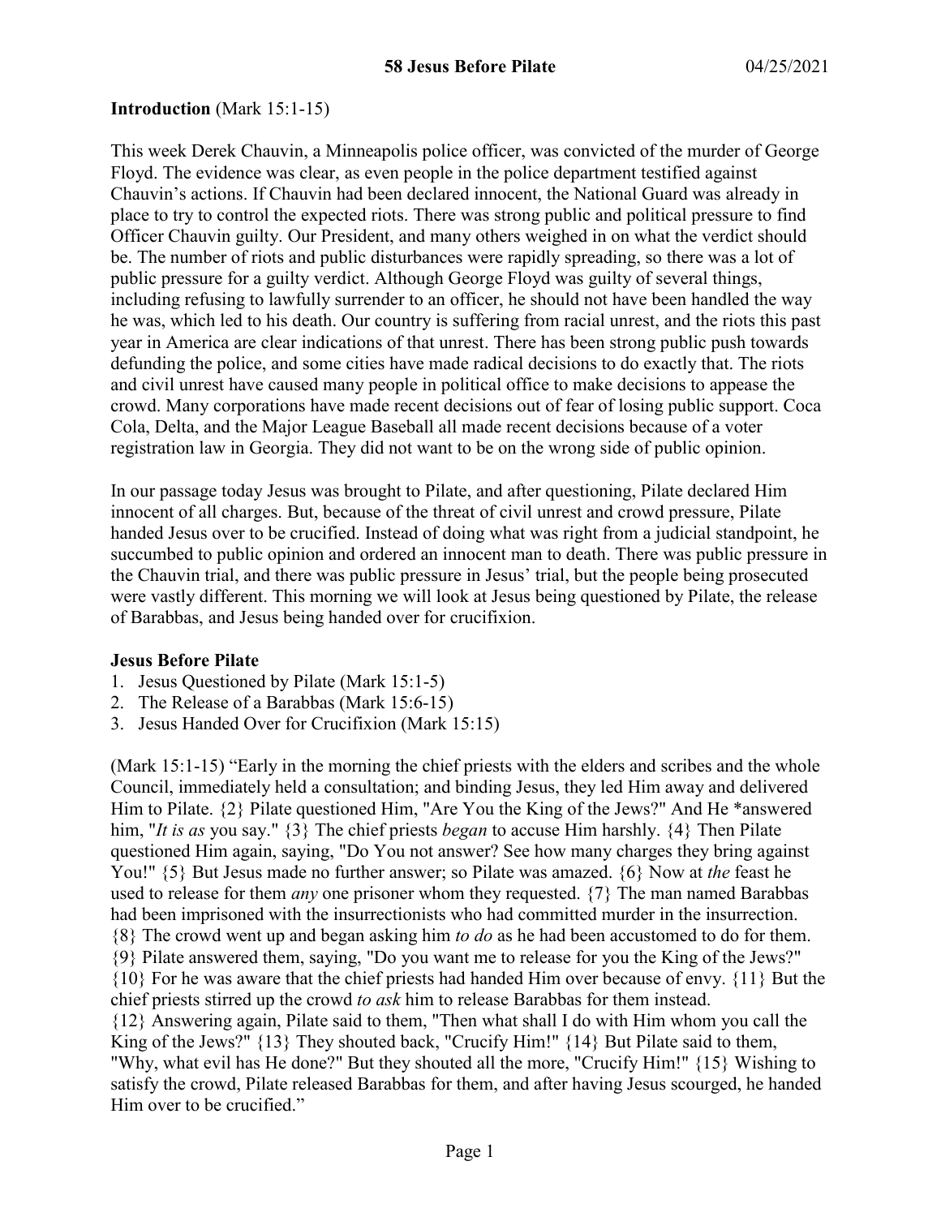# 58 Jesus Before Pilate

04/25/2021

**Introduction** (Mark 15:1-15)

This week Derek Chauvin, a Minneapolis police officer, was convicted of the murder of George Floyd. The evidence was clear, as even people in the police department testified against Chauvin's actions. If Chauvin had been declared innocent, the National Guard was already in place to try to control the expected riots. There was strong public and political pressure to find Officer Chauvin guilty. Our President, and many others weighed in on what the verdict should be. The number of riots and public disturbances were rapidly spreading, so there was a lot of public pressure for a guilty verdict. Although George Floyd was guilty of several things, including refusing to lawfully surrender to an officer, he should not have been handled the way he was, which led to his death. Our country is suffering from racial unrest, and the riots this past year in America are clear indications of that unrest. There has been strong public push towards defunding the police, and some cities have made radical decisions to do exactly that. The riots and civil unrest have caused many people in political office to make decisions to appease the crowd. Many corporations have made recent decisions out of fear of losing public support. Coca Cola, Delta, and the Major League Baseball all made recent decisions because of a voter registration law in Georgia. They did not want to be on the wrong side of public opinion.

In our passage today Jesus was brought to Pilate, and after questioning, Pilate declared Him innocent of all charges. But, because of the threat of civil unrest and crowd pressure, Pilate handed Jesus over to be crucified. Instead of doing what was right from a judicial standpoint, he succumbed to public opinion and ordered an innocent man to death. There was public pressure in the Chauvin trial, and there was public pressure in Jesus' trial, but the people being prosecuted were vastly different. This morning we will look at Jesus being questioned by Pilate, the release of Barabbas, and Jesus being handed over for crucifixion.

**Jesus Before Pilate**

1. Jesus Questioned by Pilate (Mark 15:1-5)
2. The Release of a Barabbas (Mark 15:6-15)
3. Jesus Handed Over for Crucifixion (Mark 15:15)

(Mark 15:1-15) "Early in the morning the chief priests with the elders and scribes and the whole Council, immediately held a consultation; and binding Jesus, they led Him away and delivered Him to Pilate. {2} Pilate questioned Him, "Are You the King of the Jews?" And He *answered him, "*It is as* you say." {3} The chief priests *began* to accuse Him harshly. {4} Then Pilate questioned Him again, saying, "Do You not answer? See how many charges they bring against You!" {5} But Jesus made no further answer; so Pilate was amazed. {6} Now at *the* feast he used to release for them *any* one prisoner whom they requested. {7} The man named Barabbas had been imprisoned with the insurrectionists who had committed murder in the insurrection. {8} The crowd went up and began asking him *to do* as he had been accustomed to do for them. {9} Pilate answered them, saying, "Do you want me to release for you the King of the Jews?" {10} For he was aware that the chief priests had handed Him over because of envy. {11} But the chief priests stirred up the crowd *to ask* him to release Barabbas for them instead. {12} Answering again, Pilate said to them, "Then what shall I do with Him whom you call the King of the Jews?" {13} They shouted back, "Crucify Him!" {14} But Pilate said to them, "Why, what evil has He done?" But they shouted all the more, "Crucify Him!" {15} Wishing to satisfy the crowd, Pilate released Barabbas for them, and after having Jesus scourged, he handed Him over to be crucified."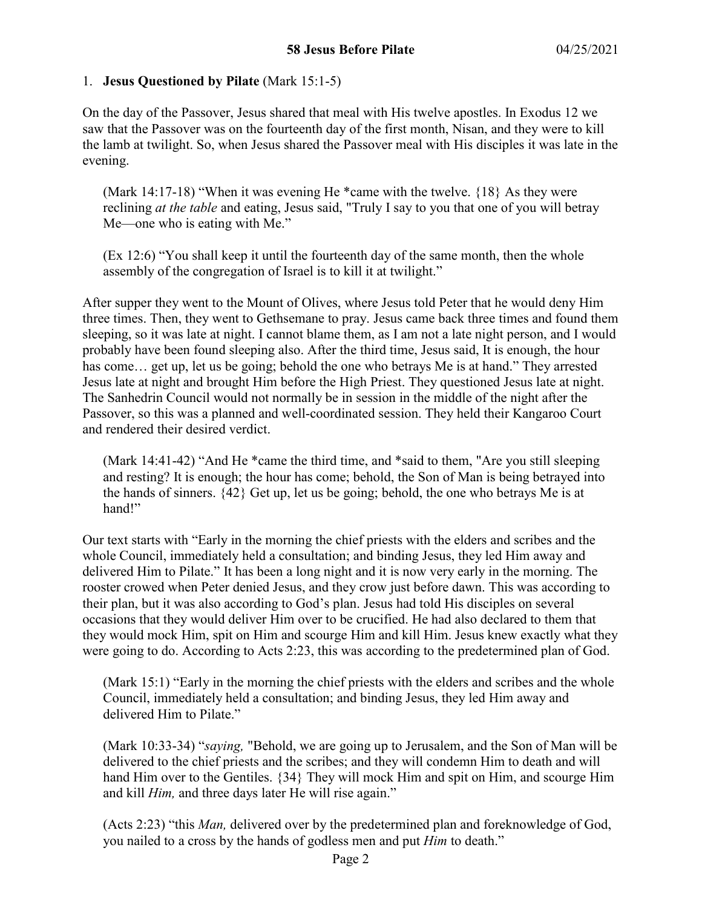**58 Jesus Before Pilate** 04/25/2021

1. **Jesus Questioned by Pilate** (Mark 15:1-5)

On the day of the Passover, Jesus shared that meal with His twelve apostles. In Exodus 12 we saw that the Passover was on the fourteenth day of the first month, Nisan, and they were to kill the lamb at twilight. So, when Jesus shared the Passover meal with His disciples it was late in the evening.

> (Mark 14:17-18) "When it was evening He *came with the twelve. {18} As they were reclining *at the table* and eating, Jesus said, "Truly I say to you that one of you will betray Me—one who is eating with Me."

> (Ex 12:6) "You shall keep it until the fourteenth day of the same month, then the whole assembly of the congregation of Israel is to kill it at twilight."

After supper they went to the Mount of Olives, where Jesus told Peter that he would deny Him three times. Then, they went to Gethsemane to pray. Jesus came back three times and found them sleeping, so it was late at night. I cannot blame them, as I am not a late night person, and I would probably have been found sleeping also. After the third time, Jesus said, It is enough, the hour has come… get up, let us be going; behold the one who betrays Me is at hand." They arrested Jesus late at night and brought Him before the High Priest. They questioned Jesus late at night. The Sanhedrin Council would not normally be in session in the middle of the night after the Passover, so this was a planned and well-coordinated session. They held their Kangaroo Court and rendered their desired verdict.

> (Mark 14:41-42) "And He *came the third time, and *said to them, "Are you still sleeping and resting? It is enough; the hour has come; behold, the Son of Man is being betrayed into the hands of sinners. {42} Get up, let us be going; behold, the one who betrays Me is at hand!"

Our text starts with "Early in the morning the chief priests with the elders and scribes and the whole Council, immediately held a consultation; and binding Jesus, they led Him away and delivered Him to Pilate." It has been a long night and it is now very early in the morning. The rooster crowed when Peter denied Jesus, and they crow just before dawn. This was according to their plan, but it was also according to God's plan. Jesus had told His disciples on several occasions that they would deliver Him over to be crucified. He had also declared to them that they would mock Him, spit on Him and scourge Him and kill Him. Jesus knew exactly what they were going to do. According to Acts 2:23, this was according to the predetermined plan of God.

> (Mark 15:1) "Early in the morning the chief priests with the elders and scribes and the whole Council, immediately held a consultation; and binding Jesus, they led Him away and delivered Him to Pilate."

> (Mark 10:33-34) "*saying,* "Behold, we are going up to Jerusalem, and the Son of Man will be delivered to the chief priests and the scribes; and they will condemn Him to death and will hand Him over to the Gentiles. {34} They will mock Him and spit on Him, and scourge Him and kill *Him,* and three days later He will rise again."

> (Acts 2:23) "this *Man,* delivered over by the predetermined plan and foreknowledge of God, you nailed to a cross by the hands of godless men and put *Him* to death."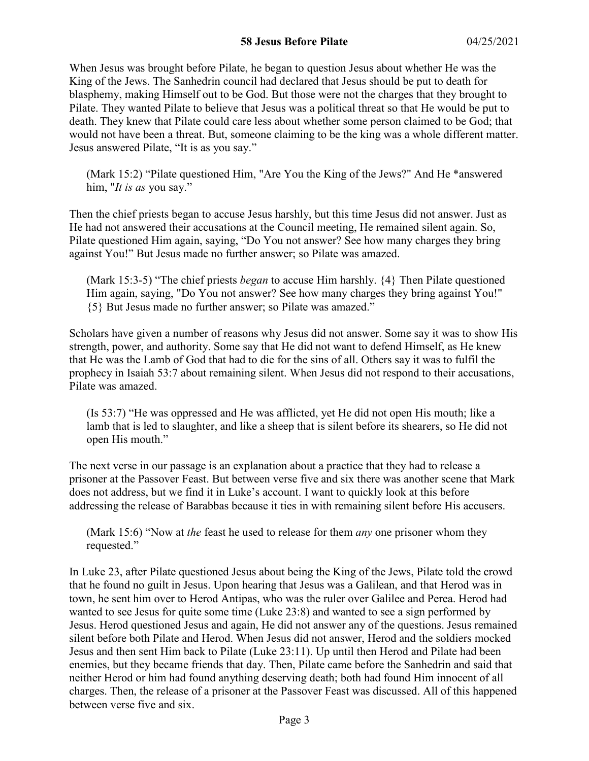When Jesus was brought before Pilate, he began to question Jesus about whether He was the King of the Jews. The Sanhedrin council had declared that Jesus should be put to death for blasphemy, making Himself out to be God. But those were not the charges that they brought to Pilate. They wanted Pilate to believe that Jesus was a political threat so that He would be put to death. They knew that Pilate could care less about whether some person claimed to be God; that would not have been a threat. But, someone claiming to be the king was a whole different matter. Jesus answered Pilate, "It is as you say."

> (Mark 15:2) "Pilate questioned Him, "Are You the King of the Jews?" And He *answered him, "*It is as* you say."

Then the chief priests began to accuse Jesus harshly, but this time Jesus did not answer. Just as He had not answered their accusations at the Council meeting, He remained silent again. So, Pilate questioned Him again, saying, "Do You not answer? See how many charges they bring against You!" But Jesus made no further answer; so Pilate was amazed.

> (Mark 15:3-5) "The chief priests *began* to accuse Him harshly. {4} Then Pilate questioned Him again, saying, "Do You not answer? See how many charges they bring against You!" {5} But Jesus made no further answer; so Pilate was amazed."

Scholars have given a number of reasons why Jesus did not answer. Some say it was to show His strength, power, and authority. Some say that He did not want to defend Himself, as He knew that He was the Lamb of God that had to die for the sins of all. Others say it was to fulfil the prophecy in Isaiah 53:7 about remaining silent. When Jesus did not respond to their accusations, Pilate was amazed.

> (Is 53:7) "He was oppressed and He was afflicted, yet He did not open His mouth; like a lamb that is led to slaughter, and like a sheep that is silent before its shearers, so He did not open His mouth."

The next verse in our passage is an explanation about a practice that they had to release a prisoner at the Passover Feast. But between verse five and six there was another scene that Mark does not address, but we find it in Luke's account. I want to quickly look at this before addressing the release of Barabbas because it ties in with remaining silent before His accusers.

> (Mark 15:6) "Now at *the* feast he used to release for them *any* one prisoner whom they requested."

In Luke 23, after Pilate questioned Jesus about being the King of the Jews, Pilate told the crowd that he found no guilt in Jesus. Upon hearing that Jesus was a Galilean, and that Herod was in town, he sent him over to Herod Antipas, who was the ruler over Galilee and Perea. Herod had wanted to see Jesus for quite some time (Luke 23:8) and wanted to see a sign performed by Jesus. Herod questioned Jesus and again, He did not answer any of the questions. Jesus remained silent before both Pilate and Herod. When Jesus did not answer, Herod and the soldiers mocked Jesus and then sent Him back to Pilate (Luke 23:11). Up until then Herod and Pilate had been enemies, but they became friends that day. Then, Pilate came before the Sanhedrin and said that neither Herod or him had found anything deserving death; both had found Him innocent of all charges. Then, the release of a prisoner at the Passover Feast was discussed. All of this happened between verse five and six.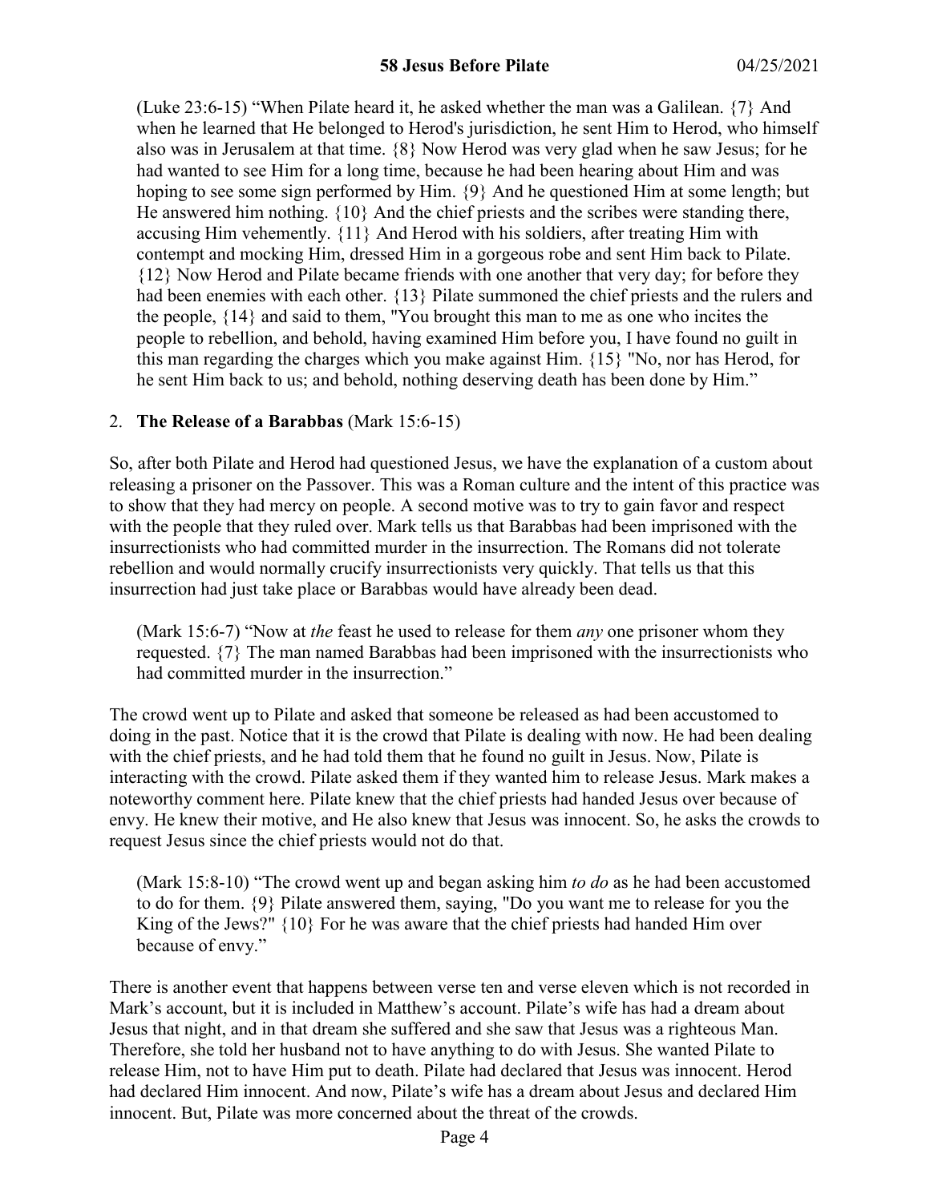> (Luke 23:6-15) “When Pilate heard it, he asked whether the man was a Galilean. {7} And when he learned that He belonged to Herod's jurisdiction, he sent Him to Herod, who himself also was in Jerusalem at that time. {8} Now Herod was very glad when he saw Jesus; for he had wanted to see Him for a long time, because he had been hearing about Him and was hoping to see some sign performed by Him. {9} And he questioned Him at some length; but He answered him nothing. {10} And the chief priests and the scribes were standing there, accusing Him vehemently. {11} And Herod with his soldiers, after treating Him with contempt and mocking Him, dressed Him in a gorgeous robe and sent Him back to Pilate. {12} Now Herod and Pilate became friends with one another that very day; for before they had been enemies with each other. {13} Pilate summoned the chief priests and the rulers and the people, {14} and said to them, "You brought this man to me as one who incites the people to rebellion, and behold, having examined Him before you, I have found no guilt in this man regarding the charges which you make against Him. {15} "No, nor has Herod, for he sent Him back to us; and behold, nothing deserving death has been done by Him.”

2. **The Release of a Barabbas** (Mark 15:6-15)

So, after both Pilate and Herod had questioned Jesus, we have the explanation of a custom about releasing a prisoner on the Passover. This was a Roman culture and the intent of this practice was to show that they had mercy on people. A second motive was to try to gain favor and respect with the people that they ruled over. Mark tells us that Barabbas had been imprisoned with the insurrectionists who had committed murder in the insurrection. The Romans did not tolerate rebellion and would normally crucify insurrectionists very quickly. That tells us that this insurrection had just take place or Barabbas would have already been dead.

> (Mark 15:6-7) “Now at *the* feast he used to release for them *any* one prisoner whom they requested. {7} The man named Barabbas had been imprisoned with the insurrectionists who had committed murder in the insurrection.”

The crowd went up to Pilate and asked that someone be released as had been accustomed to doing in the past. Notice that it is the crowd that Pilate is dealing with now. He had been dealing with the chief priests, and he had told them that he found no guilt in Jesus. Now, Pilate is interacting with the crowd. Pilate asked them if they wanted him to release Jesus. Mark makes a noteworthy comment here. Pilate knew that the chief priests had handed Jesus over because of envy. He knew their motive, and He also knew that Jesus was innocent. So, he asks the crowds to request Jesus since the chief priests would not do that.

> (Mark 15:8-10) “The crowd went up and began asking him *to do* as he had been accustomed to do for them. {9} Pilate answered them, saying, "Do you want me to release for you the King of the Jews?" {10} For he was aware that the chief priests had handed Him over because of envy.”

There is another event that happens between verse ten and verse eleven which is not recorded in Mark’s account, but it is included in Matthew’s account. Pilate’s wife has had a dream about Jesus that night, and in that dream she suffered and she saw that Jesus was a righteous Man. Therefore, she told her husband not to have anything to do with Jesus. She wanted Pilate to release Him, not to have Him put to death. Pilate had declared that Jesus was innocent. Herod had declared Him innocent. And now, Pilate’s wife has a dream about Jesus and declared Him innocent. But, Pilate was more concerned about the threat of the crowds.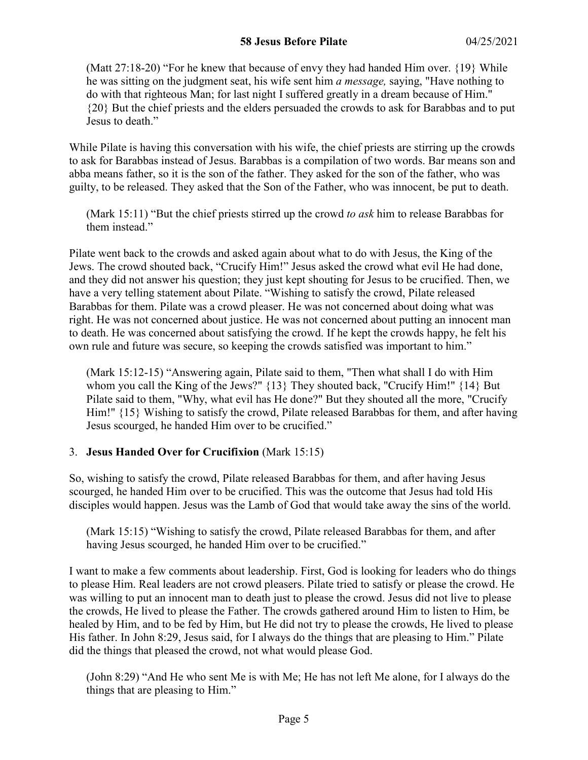(Matt 27:18-20) “For he knew that because of envy they had handed Him over. {19} While he was sitting on the judgment seat, his wife sent him *a message,* saying, "Have nothing to do with that righteous Man; for last night I suffered greatly in a dream because of Him." {20} But the chief priests and the elders persuaded the crowds to ask for Barabbas and to put Jesus to death.”

While Pilate is having this conversation with his wife, the chief priests are stirring up the crowds to ask for Barabbas instead of Jesus. Barabbas is a compilation of two words. Bar means son and abba means father, so it is the son of the father. They asked for the son of the father, who was guilty, to be released. They asked that the Son of the Father, who was innocent, be put to death.

(Mark 15:11) “But the chief priests stirred up the crowd *to ask* him to release Barabbas for them instead.”

Pilate went back to the crowds and asked again about what to do with Jesus, the King of the Jews. The crowd shouted back, “Crucify Him!” Jesus asked the crowd what evil He had done, and they did not answer his question; they just kept shouting for Jesus to be crucified. Then, we have a very telling statement about Pilate. “Wishing to satisfy the crowd, Pilate released Barabbas for them. Pilate was a crowd pleaser. He was not concerned about doing what was right. He was not concerned about justice. He was not concerned about putting an innocent man to death. He was concerned about satisfying the crowd. If he kept the crowds happy, he felt his own rule and future was secure, so keeping the crowds satisfied was important to him.”

(Mark 15:12-15) “Answering again, Pilate said to them, "Then what shall I do with Him whom you call the King of the Jews?" {13} They shouted back, "Crucify Him!" {14} But Pilate said to them, "Why, what evil has He done?" But they shouted all the more, "Crucify Him!" {15} Wishing to satisfy the crowd, Pilate released Barabbas for them, and after having Jesus scourged, he handed Him over to be crucified.”

3. **Jesus Handed Over for Crucifixion** (Mark 15:15)

So, wishing to satisfy the crowd, Pilate released Barabbas for them, and after having Jesus scourged, he handed Him over to be crucified. This was the outcome that Jesus had told His disciples would happen. Jesus was the Lamb of God that would take away the sins of the world.

(Mark 15:15) “Wishing to satisfy the crowd, Pilate released Barabbas for them, and after having Jesus scourged, he handed Him over to be crucified.”

I want to make a few comments about leadership. First, God is looking for leaders who do things to please Him. Real leaders are not crowd pleasers. Pilate tried to satisfy or please the crowd. He was willing to put an innocent man to death just to please the crowd. Jesus did not live to please the crowds, He lived to please the Father. The crowds gathered around Him to listen to Him, be healed by Him, and to be fed by Him, but He did not try to please the crowds, He lived to please His father. In John 8:29, Jesus said, for I always do the things that are pleasing to Him.” Pilate did the things that pleased the crowd, not what would please God.

(John 8:29) “And He who sent Me is with Me; He has not left Me alone, for I always do the things that are pleasing to Him.”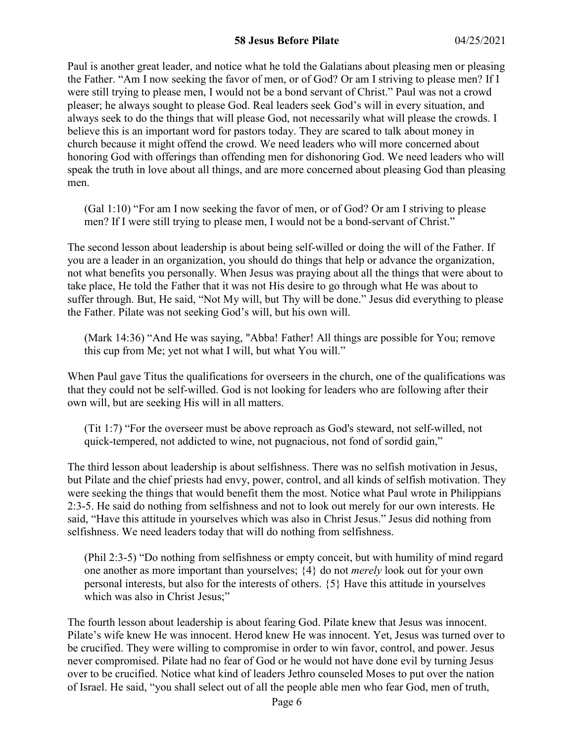Paul is another great leader, and notice what he told the Galatians about pleasing men or pleasing the Father. "Am I now seeking the favor of men, or of God? Or am I striving to please men? If I were still trying to please men, I would not be a bond servant of Christ." Paul was not a crowd pleaser; he always sought to please God. Real leaders seek God's will in every situation, and always seek to do the things that will please God, not necessarily what will please the crowds. I believe this is an important word for pastors today. They are scared to talk about money in church because it might offend the crowd. We need leaders who will more concerned about honoring God with offerings than offending men for dishonoring God. We need leaders who will speak the truth in love about all things, and are more concerned about pleasing God than pleasing men.

> (Gal 1:10) "For am I now seeking the favor of men, or of God? Or am I striving to please men? If I were still trying to please men, I would not be a bond-servant of Christ."

The second lesson about leadership is about being self-willed or doing the will of the Father. If you are a leader in an organization, you should do things that help or advance the organization, not what benefits you personally. When Jesus was praying about all the things that were about to take place, He told the Father that it was not His desire to go through what He was about to suffer through. But, He said, "Not My will, but Thy will be done." Jesus did everything to please the Father. Pilate was not seeking God's will, but his own will.

> (Mark 14:36) "And He was saying, "Abba! Father! All things are possible for You; remove this cup from Me; yet not what I will, but what You will."

When Paul gave Titus the qualifications for overseers in the church, one of the qualifications was that they could not be self-willed. God is not looking for leaders who are following after their own will, but are seeking His will in all matters.

> (Tit 1:7) "For the overseer must be above reproach as God's steward, not self-willed, not quick-tempered, not addicted to wine, not pugnacious, not fond of sordid gain,"

The third lesson about leadership is about selfishness. There was no selfish motivation in Jesus, but Pilate and the chief priests had envy, power, control, and all kinds of selfish motivation. They were seeking the things that would benefit them the most. Notice what Paul wrote in Philippians 2:3-5. He said do nothing from selfishness and not to look out merely for our own interests. He said, "Have this attitude in yourselves which was also in Christ Jesus." Jesus did nothing from selfishness. We need leaders today that will do nothing from selfishness.

> (Phil 2:3-5) "Do nothing from selfishness or empty conceit, but with humility of mind regard one another as more important than yourselves; {4} do not *merely* look out for your own personal interests, but also for the interests of others. {5} Have this attitude in yourselves which was also in Christ Jesus;"

The fourth lesson about leadership is about fearing God. Pilate knew that Jesus was innocent. Pilate's wife knew He was innocent. Herod knew He was innocent. Yet, Jesus was turned over to be crucified. They were willing to compromise in order to win favor, control, and power. Jesus never compromised. Pilate had no fear of God or he would not have done evil by turning Jesus over to be crucified. Notice what kind of leaders Jethro counseled Moses to put over the nation of Israel. He said, "you shall select out of all the people able men who fear God, men of truth,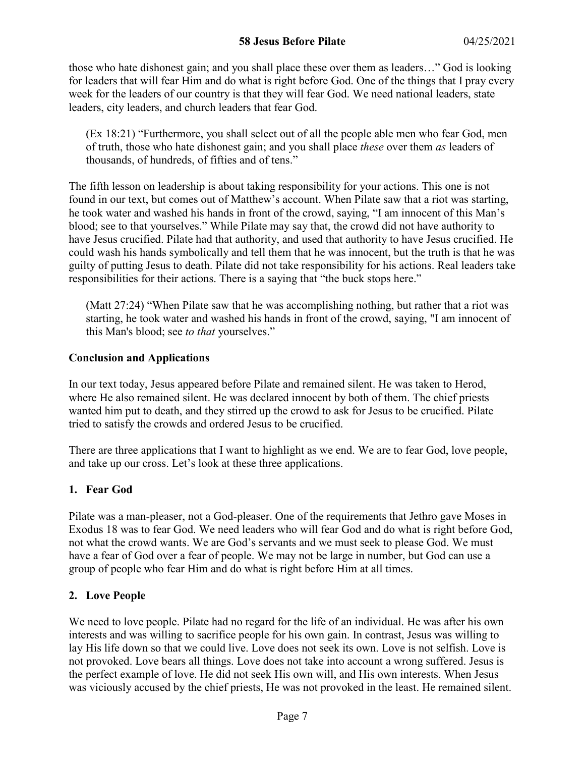those who hate dishonest gain; and you shall place these over them as leaders…" God is looking for leaders that will fear Him and do what is right before God. One of the things that I pray every week for the leaders of our country is that they will fear God. We need national leaders, state leaders, city leaders, and church leaders that fear God.

> (Ex 18:21) "Furthermore, you shall select out of all the people able men who fear God, men of truth, those who hate dishonest gain; and you shall place *these* over them *as* leaders of thousands, of hundreds, of fifties and of tens."

The fifth lesson on leadership is about taking responsibility for your actions. This one is not found in our text, but comes out of Matthew's account. When Pilate saw that a riot was starting, he took water and washed his hands in front of the crowd, saying, "I am innocent of this Man's blood; see to that yourselves." While Pilate may say that, the crowd did not have authority to have Jesus crucified. Pilate had that authority, and used that authority to have Jesus crucified. He could wash his hands symbolically and tell them that he was innocent, but the truth is that he was guilty of putting Jesus to death. Pilate did not take responsibility for his actions. Real leaders take responsibilities for their actions. There is a saying that "the buck stops here."

> (Matt 27:24) "When Pilate saw that he was accomplishing nothing, but rather that a riot was starting, he took water and washed his hands in front of the crowd, saying, "I am innocent of this Man's blood; see *to that* yourselves."

**Conclusion and Applications**

In our text today, Jesus appeared before Pilate and remained silent. He was taken to Herod, where He also remained silent. He was declared innocent by both of them. The chief priests wanted him put to death, and they stirred up the crowd to ask for Jesus to be crucified. Pilate tried to satisfy the crowds and ordered Jesus to be crucified.

There are three applications that I want to highlight as we end. We are to fear God, love people, and take up our cross. Let's look at these three applications.

**1. Fear God**

Pilate was a man-pleaser, not a God-pleaser. One of the requirements that Jethro gave Moses in Exodus 18 was to fear God. We need leaders who will fear God and do what is right before God, not what the crowd wants. We are God's servants and we must seek to please God. We must have a fear of God over a fear of people. We may not be large in number, but God can use a group of people who fear Him and do what is right before Him at all times.

**2. Love People**

We need to love people. Pilate had no regard for the life of an individual. He was after his own interests and was willing to sacrifice people for his own gain. In contrast, Jesus was willing to lay His life down so that we could live. Love does not seek its own. Love is not selfish. Love is not provoked. Love bears all things. Love does not take into account a wrong suffered. Jesus is the perfect example of love. He did not seek His own will, and His own interests. When Jesus was viciously accused by the chief priests, He was not provoked in the least. He remained silent.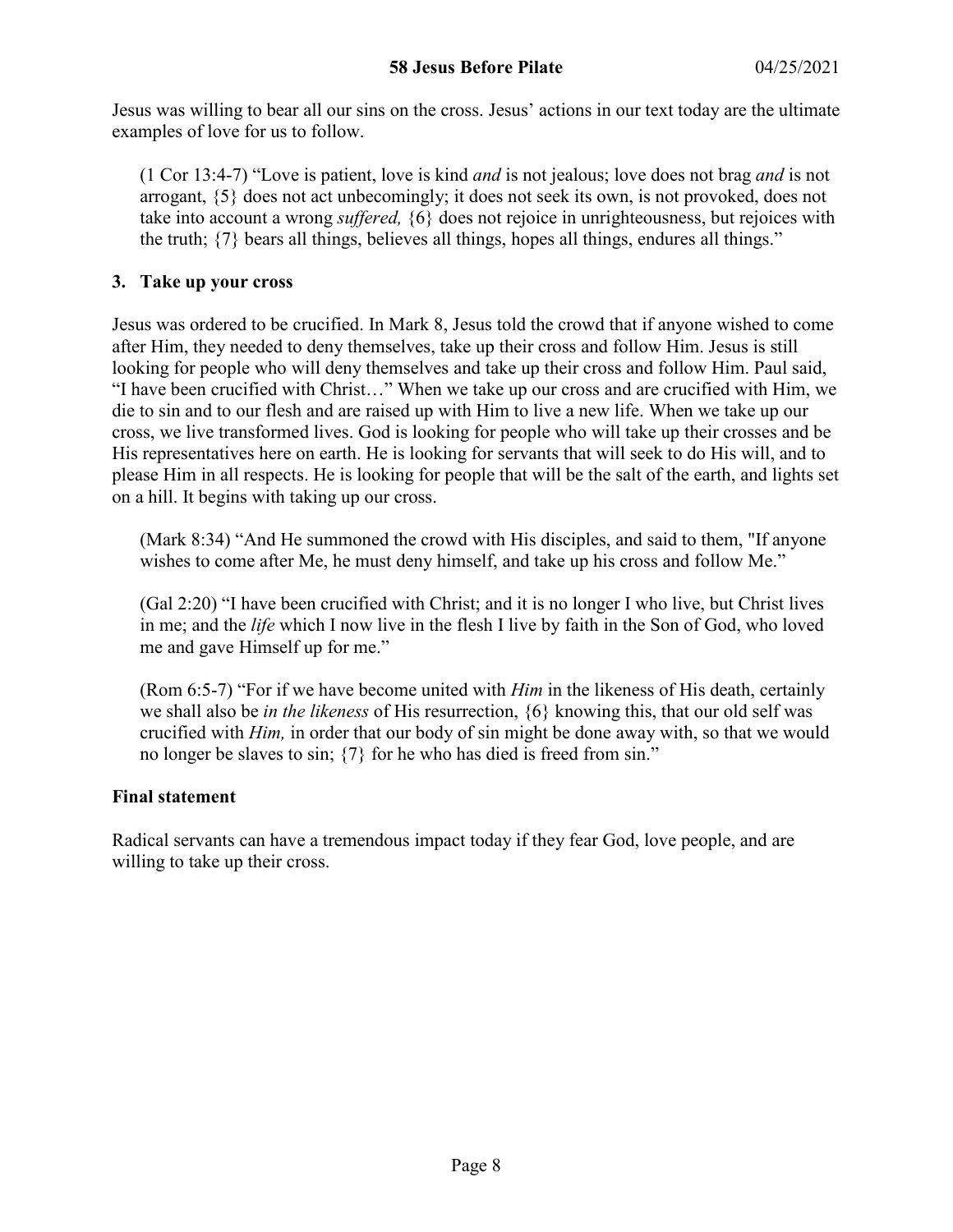Jesus was willing to bear all our sins on the cross. Jesus' actions in our text today are the ultimate examples of love for us to follow.

> (1 Cor 13:4-7) "Love is patient, love is kind *and* is not jealous; love does not brag *and* is not arrogant, {5} does not act unbecomingly; it does not seek its own, is not provoked, does not take into account a wrong *suffered,* {6} does not rejoice in unrighteousness, but rejoices with the truth; {7} bears all things, believes all things, hopes all things, endures all things."

### 3. Take up your cross

Jesus was ordered to be crucified. In Mark 8, Jesus told the crowd that if anyone wished to come after Him, they needed to deny themselves, take up their cross and follow Him. Jesus is still looking for people who will deny themselves and take up their cross and follow Him. Paul said, "I have been crucified with Christ…" When we take up our cross and are crucified with Him, we die to sin and to our flesh and are raised up with Him to live a new life. When we take up our cross, we live transformed lives. God is looking for people who will take up their crosses and be His representatives here on earth. He is looking for servants that will seek to do His will, and to please Him in all respects. He is looking for people that will be the salt of the earth, and lights set on a hill. It begins with taking up our cross.

> (Mark 8:34) "And He summoned the crowd with His disciples, and said to them, "If anyone wishes to come after Me, he must deny himself, and take up his cross and follow Me."

> (Gal 2:20) "I have been crucified with Christ; and it is no longer I who live, but Christ lives in me; and the *life* which I now live in the flesh I live by faith in the Son of God, who loved me and gave Himself up for me."

> (Rom 6:5-7) "For if we have become united with *Him* in the likeness of His death, certainly we shall also be *in the likeness* of His resurrection, {6} knowing this, that our old self was crucified with *Him,* in order that our body of sin might be done away with, so that we would no longer be slaves to sin; {7} for he who has died is freed from sin."

### Final statement

Radical servants can have a tremendous impact today if they fear God, love people, and are willing to take up their cross.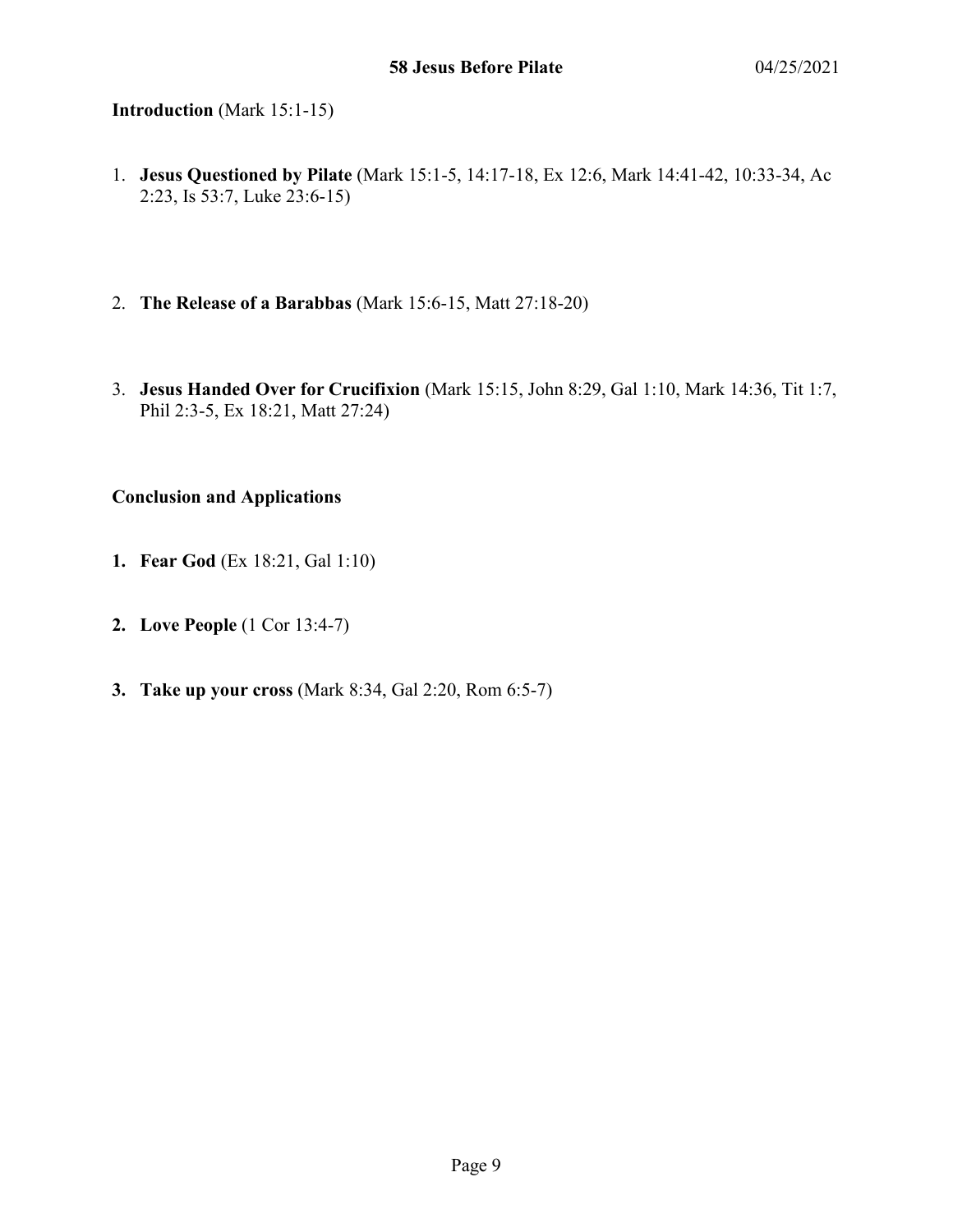## 58 Jesus Before Pilate

04/25/2021

**Introduction** (Mark 15:1-15)

1. **Jesus Questioned by Pilate** (Mark 15:1-5, 14:17-18, Ex 12:6, Mark 14:41-42, 10:33-34, Ac 2:23, Is 53:7, Luke 23:6-15)

2. **The Release of a Barabbas** (Mark 15:6-15, Matt 27:18-20)

3. **Jesus Handed Over for Crucifixion** (Mark 15:15, John 8:29, Gal 1:10, Mark 14:36, Tit 1:7, Phil 2:3-5, Ex 18:21, Matt 27:24)

**Conclusion and Applications**

1. **Fear God** (Ex 18:21, Gal 1:10)

2. **Love People** (1 Cor 13:4-7)

3. **Take up your cross** (Mark 8:34, Gal 2:20, Rom 6:5-7)